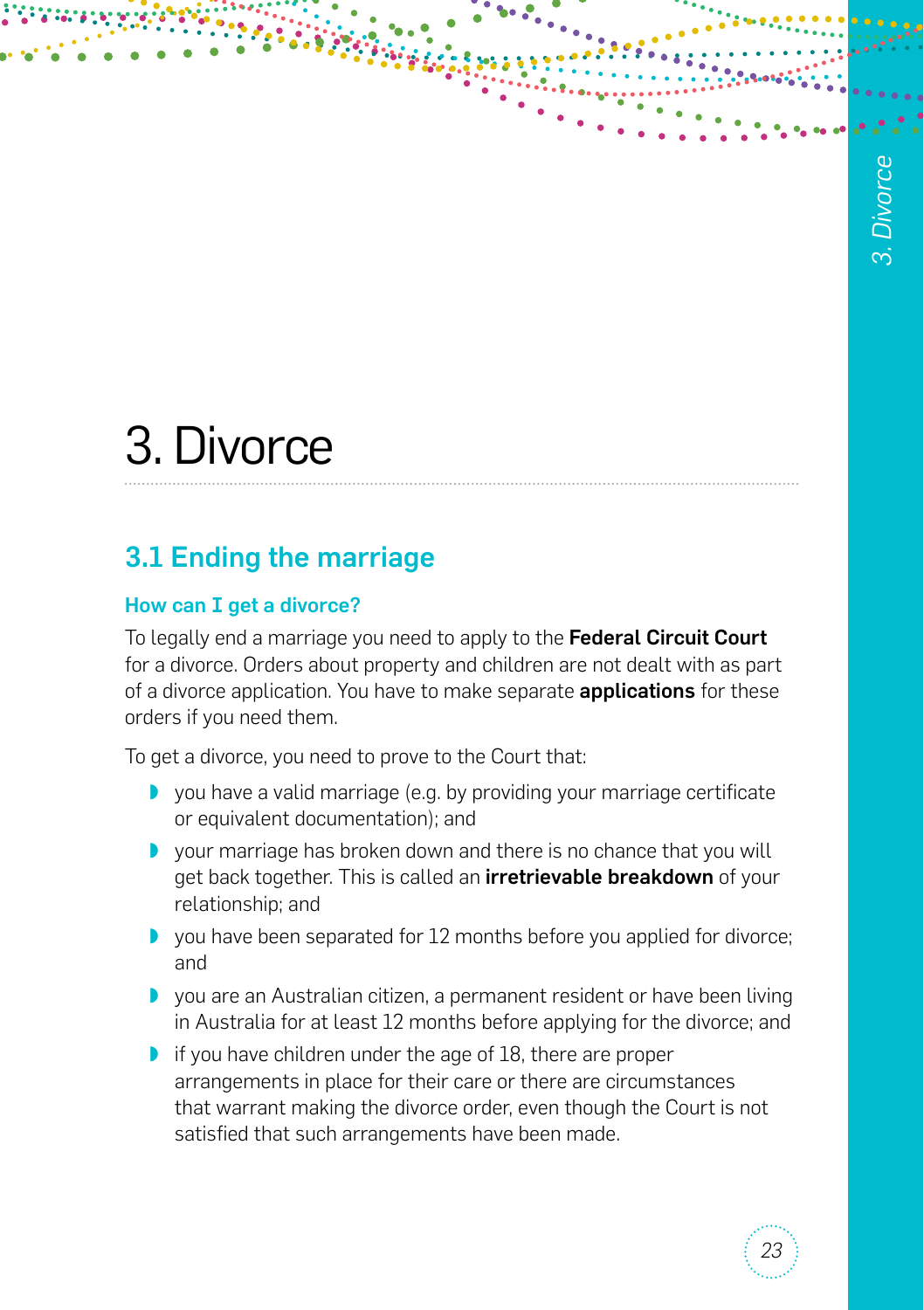# 3. Divorce

## 3.1 Ending the marriage

### How can I get a divorce?

To legally end a marriage you need to apply to the **Federal Circuit Court** for a divorce. Orders about property and children are not dealt with as part of a divorce application. You have to make separate **applications** for these orders if you need them.

To get a divorce, you need to prove to the Court that:

- you have a valid marriage (e.g. by providing your marriage certificate or equivalent documentation); and
- your marriage has broken down and there is no chance that you will get back together. This is called an **irretrievable breakdown** of your relationship; and
- you have been separated for 12 months before you applied for divorce; and
- you are an Australian citizen, a permanent resident or have been living in Australia for at least 12 months before applying for the divorce; and
- if you have children under the age of 18, there are proper arrangements in place for their care or there are circumstances that warrant making the divorce order, even though the Court is not satisfied that such arrangements have been made.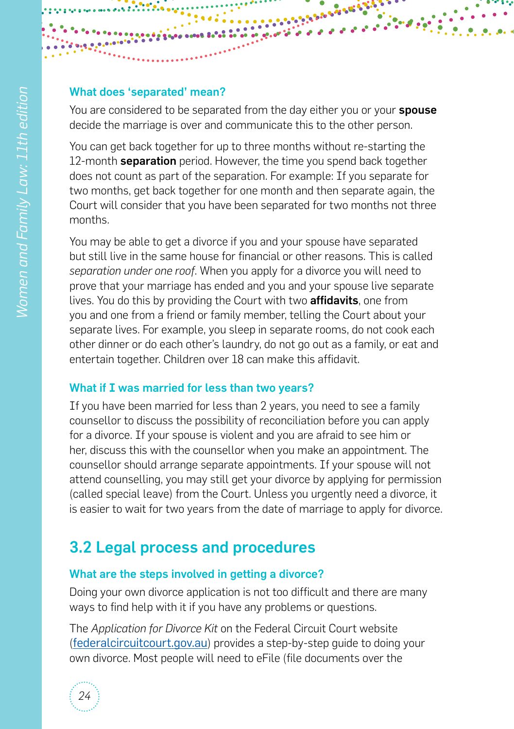### What does 'separated' mean?

You are considered to be separated from the day either you or your **spouse** decide the marriage is over and communicate this to the other person.

You can get back together for up to three months without re-starting the 12-month **separation** period. However, the time you spend back together does not count as part of the separation. For example: If you separate for two months, get back together for one month and then separate again, the Court will consider that you have been separated for two months not three months.

You may be able to get a divorce if you and your spouse have separated but still live in the same house for financial or other reasons. This is called *separation under one roof*. When you apply for a divorce you will need to prove that your marriage has ended and you and your spouse live separate lives. You do this by providing the Court with two **affidavits**, one from you and one from a friend or family member, telling the Court about your separate lives. For example, you sleep in separate rooms, do not cook each other dinner or do each other's laundry, do not go out as a family, or eat and entertain together. Children over 18 can make this affidavit.

### What if I was married for less than two years?

If you have been married for less than 2 years, you need to see a family counsellor to discuss the possibility of reconciliation before you can apply for a divorce. If your spouse is violent and you are afraid to see him or her, discuss this with the counsellor when you make an appointment. The counsellor should arrange separate appointments. If your spouse will not attend counselling, you may still get your divorce by applying for permission (called special leave) from the Court. Unless you urgently need a divorce, it is easier to wait for two years from the date of marriage to apply for divorce.

## 3.2 Legal process and procedures

### What are the steps involved in getting a divorce?

Doing your own divorce application is not too difficult and there are many ways to find help with it if you have any problems or questions.

The *Application for Divorce Kit* on the Federal Circuit Court website (federalcircuitcourt.gov.au) provides a step-by-step guide to doing your own divorce. Most people will need to eFile (file documents over the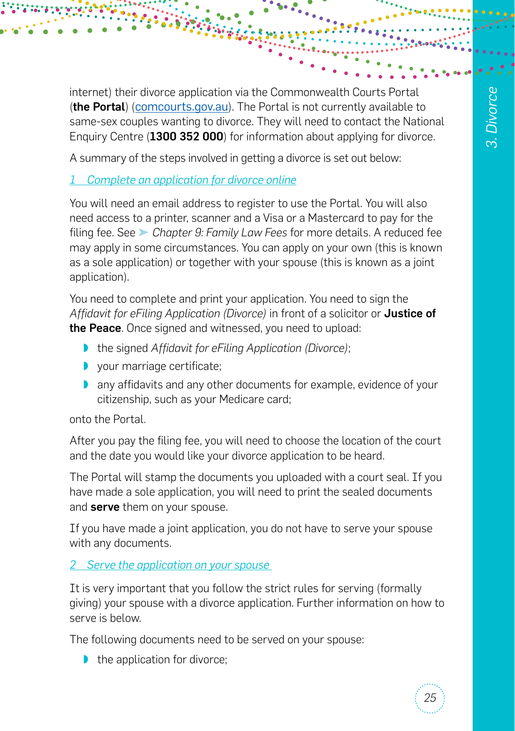internet) their divorce application via the Commonwealth Courts Portal (**the Portal**) (comcourts.gov.au). The Portal is not currently available to same-sex couples wanting to divorce. They will need to contact the National Enquiry Centre (**1300 352 000**) for information about applying for divorce.

A summary of the steps involved in getting a divorce is set out below:

### *1 Complete an application for divorce online*

You will need an email address to register to use the Portal. You will also need access to a printer, scanner and a Visa or a Mastercard to pay for the filing fee. See ➤ *Chapter 9: Family Law Fees* for more details. A reduced fee may apply in some circumstances. You can apply on your own (this is known as a sole application) or together with your spouse (this is known as a joint application).

You need to complete and print your application. You need to sign the *Affidavit for eFiling Application (Divorce)* in front of a solicitor or **Justice of the Peace**. Once signed and witnessed, you need to upload:

- the signed *Affidavit for eFiling Application (Divorce)*;
- your marriage certificate;
- any affidavits and any other documents for example, evidence of your citizenship, such as your Medicare card;

onto the Portal.

After you pay the filing fee, you will need to choose the location of the court and the date you would like your divorce application to be heard.

The Portal will stamp the documents you uploaded with a court seal. If you have made a sole application, you will need to print the sealed documents and **serve** them on your spouse.

If you have made a joint application, you do not have to serve your spouse with any documents.

### *2 Serve the application on your spouse*

It is very important that you follow the strict rules for serving (formally giving) your spouse with a divorce application. Further information on how to serve is below.

The following documents need to be served on your spouse:

- the application for divorce;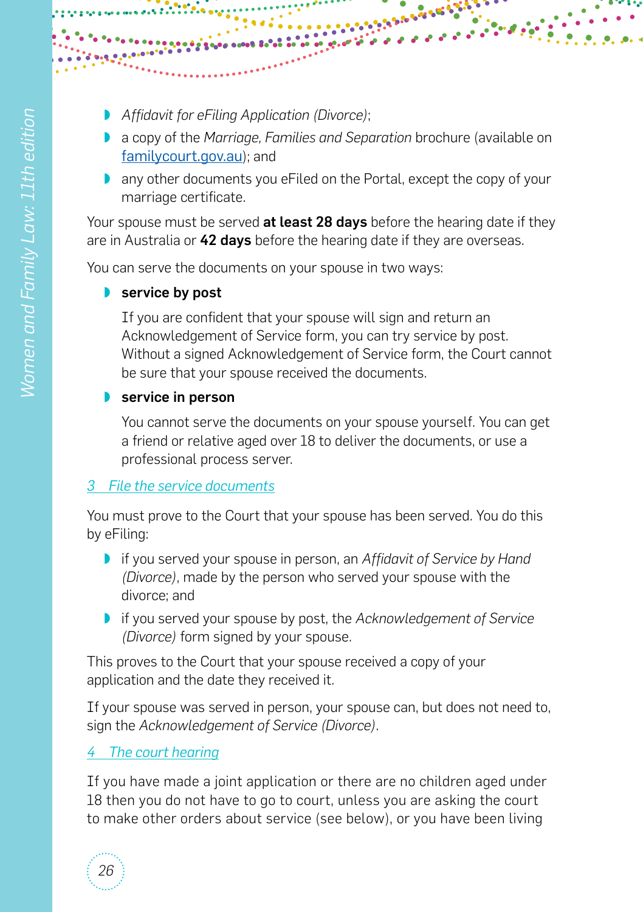- *Affidavit for eFiling Application (Divorce)*;
- a copy of the *Marriage, Families and Separation* brochure (available on familycourt.gov.au); and
- any other documents you eFiled on the Portal, except the copy of your marriage certificate.

Your spouse must be served **at least 28 days** before the hearing date if they are in Australia or **42 days** before the hearing date if they are overseas.

You can serve the documents on your spouse in two ways:

- **service by post**

  If you are confident that your spouse will sign and return an Acknowledgement of Service form, you can try service by post. Without a signed Acknowledgement of Service form, the Court cannot be sure that your spouse received the documents.

- **service in person**

  You cannot serve the documents on your spouse yourself. You can get a friend or relative aged over 18 to deliver the documents, or use a professional process server.

### *3 File the service documents*

You must prove to the Court that your spouse has been served. You do this by eFiling:

- if you served your spouse in person, an *Affidavit of Service by Hand (Divorce)*, made by the person who served your spouse with the divorce; and
- if you served your spouse by post, the *Acknowledgement of Service (Divorce)* form signed by your spouse.

This proves to the Court that your spouse received a copy of your application and the date they received it.

If your spouse was served in person, your spouse can, but does not need to, sign the *Acknowledgement of Service (Divorce)*.

### *4 The court hearing*

If you have made a joint application or there are no children aged under 18 then you do not have to go to court, unless you are asking the court to make other orders about service (see below), or you have been living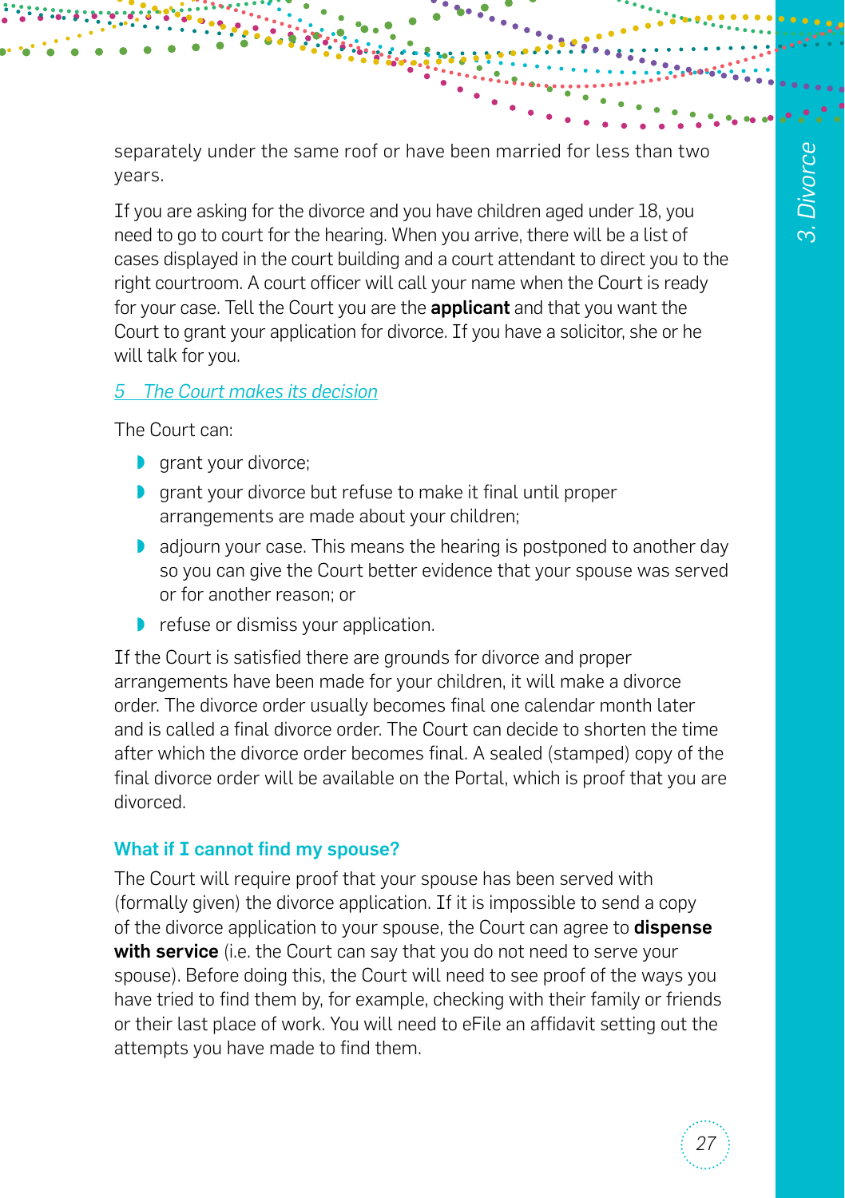separately under the same roof or have been married for less than two years.

If you are asking for the divorce and you have children aged under 18, you need to go to court for the hearing. When you arrive, there will be a list of cases displayed in the court building and a court attendant to direct you to the right courtroom. A court officer will call your name when the Court is ready for your case. Tell the Court you are the **applicant** and that you want the Court to grant your application for divorce. If you have a solicitor, she or he will talk for you.

*5 The Court makes its decision*

The Court can:

- grant your divorce;
- grant your divorce but refuse to make it final until proper arrangements are made about your children;
- adjourn your case. This means the hearing is postponed to another day so you can give the Court better evidence that your spouse was served or for another reason; or
- refuse or dismiss your application.

If the Court is satisfied there are grounds for divorce and proper arrangements have been made for your children, it will make a divorce order. The divorce order usually becomes final one calendar month later and is called a final divorce order. The Court can decide to shorten the time after which the divorce order becomes final. A sealed (stamped) copy of the final divorce order will be available on the Portal, which is proof that you are divorced.

### What if I cannot find my spouse?

The Court will require proof that your spouse has been served with (formally given) the divorce application. If it is impossible to send a copy of the divorce application to your spouse, the Court can agree to **dispense with service** (i.e. the Court can say that you do not need to serve your spouse). Before doing this, the Court will need to see proof of the ways you have tried to find them by, for example, checking with their family or friends or their last place of work. You will need to eFile an affidavit setting out the attempts you have made to find them.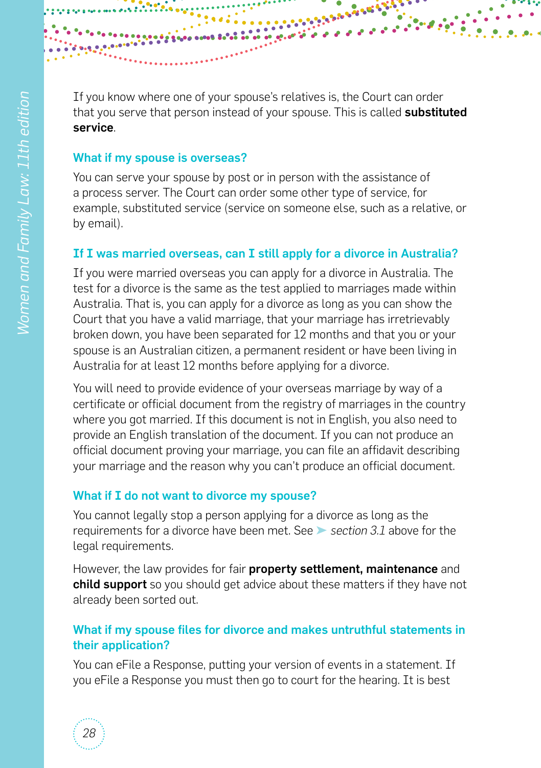If you know where one of your spouse's relatives is, the Court can order that you serve that person instead of your spouse. This is called **substituted service**.

### What if my spouse is overseas?

You can serve your spouse by post or in person with the assistance of a process server. The Court can order some other type of service, for example, substituted service (service on someone else, such as a relative, or by email).

### If I was married overseas, can I still apply for a divorce in Australia?

If you were married overseas you can apply for a divorce in Australia. The test for a divorce is the same as the test applied to marriages made within Australia. That is, you can apply for a divorce as long as you can show the Court that you have a valid marriage, that your marriage has irretrievably broken down, you have been separated for 12 months and that you or your spouse is an Australian citizen, a permanent resident or have been living in Australia for at least 12 months before applying for a divorce.

You will need to provide evidence of your overseas marriage by way of a certificate or official document from the registry of marriages in the country where you got married. If this document is not in English, you also need to provide an English translation of the document. If you can not produce an official document proving your marriage, you can file an affidavit describing your marriage and the reason why you can't produce an official document.

### What if I do not want to divorce my spouse?

You cannot legally stop a person applying for a divorce as long as the requirements for a divorce have been met. See ➤ *section 3.1* above for the legal requirements.

However, the law provides for fair **property settlement, maintenance** and **child support** so you should get advice about these matters if they have not already been sorted out.

### What if my spouse files for divorce and makes untruthful statements in their application?

You can eFile a Response, putting your version of events in a statement. If you eFile a Response you must then go to court for the hearing. It is best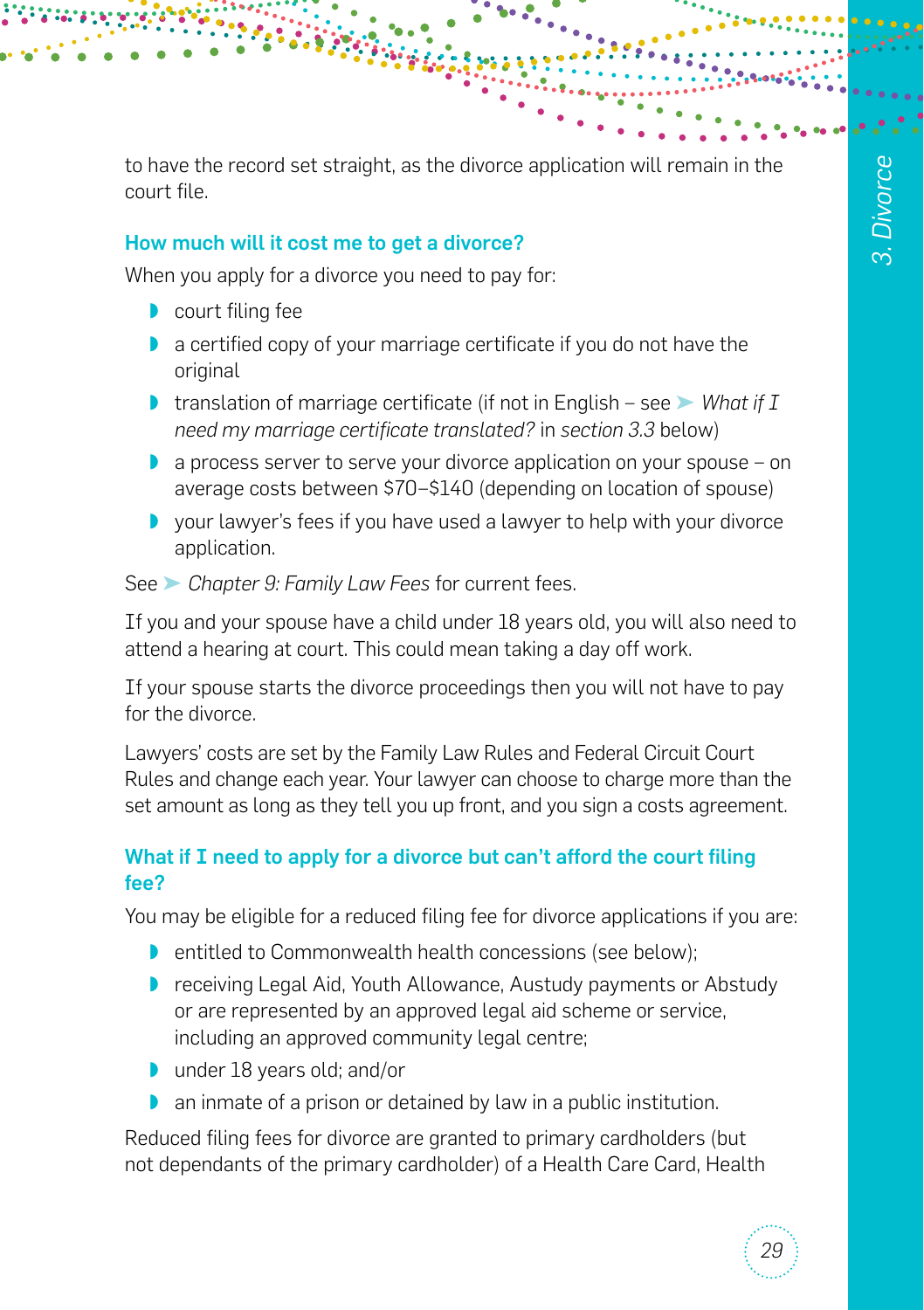to have the record set straight, as the divorce application will remain in the court file.

### How much will it cost me to get a divorce?

When you apply for a divorce you need to pay for:

- court filing fee
- a certified copy of your marriage certificate if you do not have the original
- translation of marriage certificate (if not in English – see ➤ *What if I need my marriage certificate translated?* in *section 3.3* below)
- a process server to serve your divorce application on your spouse – on average costs between $70–$140 (depending on location of spouse)
- your lawyer's fees if you have used a lawyer to help with your divorce application.

See ➤ *Chapter 9: Family Law Fees* for current fees.

If you and your spouse have a child under 18 years old, you will also need to attend a hearing at court. This could mean taking a day off work.

If your spouse starts the divorce proceedings then you will not have to pay for the divorce.

Lawyers' costs are set by the Family Law Rules and Federal Circuit Court Rules and change each year. Your lawyer can choose to charge more than the set amount as long as they tell you up front, and you sign a costs agreement.

### What if I need to apply for a divorce but can't afford the court filing fee?

You may be eligible for a reduced filing fee for divorce applications if you are:

- entitled to Commonwealth health concessions (see below);
- receiving Legal Aid, Youth Allowance, Austudy payments or Abstudy or are represented by an approved legal aid scheme or service, including an approved community legal centre;
- under 18 years old; and/or
- an inmate of a prison or detained by law in a public institution.

Reduced filing fees for divorce are granted to primary cardholders (but not dependants of the primary cardholder) of a Health Care Card, Health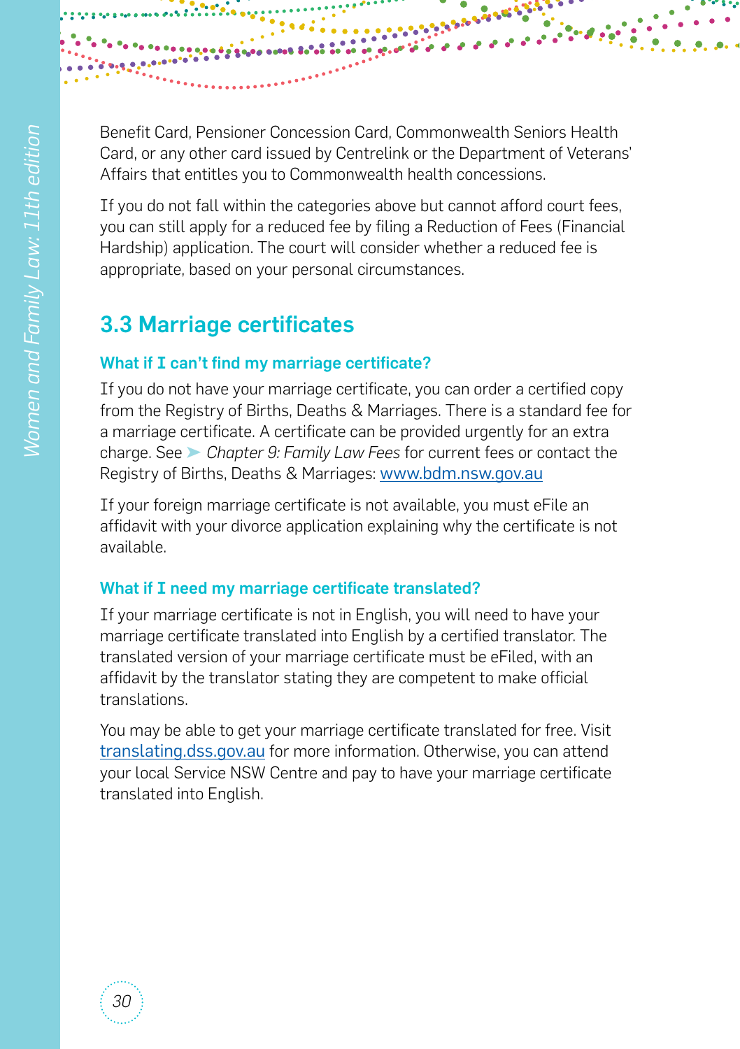Benefit Card, Pensioner Concession Card, Commonwealth Seniors Health Card, or any other card issued by Centrelink or the Department of Veterans' Affairs that entitles you to Commonwealth health concessions.

If you do not fall within the categories above but cannot afford court fees, you can still apply for a reduced fee by filing a Reduction of Fees (Financial Hardship) application. The court will consider whether a reduced fee is appropriate, based on your personal circumstances.

## 3.3 Marriage certificates

### What if I can't find my marriage certificate?

If you do not have your marriage certificate, you can order a certified copy from the Registry of Births, Deaths & Marriages. There is a standard fee for a marriage certificate. A certificate can be provided urgently for an extra charge. See ➤ *Chapter 9: Family Law Fees* for current fees or contact the Registry of Births, Deaths & Marriages: www.bdm.nsw.gov.au

If your foreign marriage certificate is not available, you must eFile an affidavit with your divorce application explaining why the certificate is not available.

### What if I need my marriage certificate translated?

If your marriage certificate is not in English, you will need to have your marriage certificate translated into English by a certified translator. The translated version of your marriage certificate must be eFiled, with an affidavit by the translator stating they are competent to make official translations.

You may be able to get your marriage certificate translated for free. Visit translating.dss.gov.au for more information. Otherwise, you can attend your local Service NSW Centre and pay to have your marriage certificate translated into English.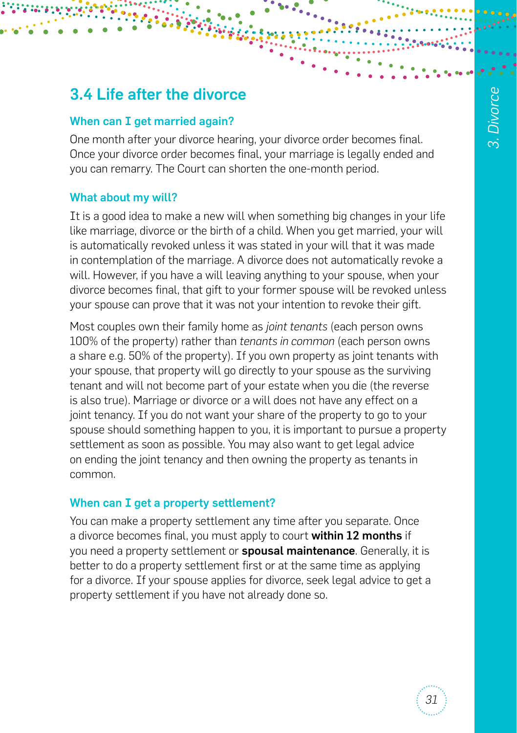## 3.4 Life after the divorce

### When can I get married again?

One month after your divorce hearing, your divorce order becomes final. Once your divorce order becomes final, your marriage is legally ended and you can remarry. The Court can shorten the one-month period.

### What about my will?

It is a good idea to make a new will when something big changes in your life like marriage, divorce or the birth of a child. When you get married, your will is automatically revoked unless it was stated in your will that it was made in contemplation of the marriage. A divorce does not automatically revoke a will. However, if you have a will leaving anything to your spouse, when your divorce becomes final, that gift to your former spouse will be revoked unless your spouse can prove that it was not your intention to revoke their gift.

Most couples own their family home as *joint tenants* (each person owns 100% of the property) rather than *tenants in common* (each person owns a share e.g. 50% of the property). If you own property as joint tenants with your spouse, that property will go directly to your spouse as the surviving tenant and will not become part of your estate when you die (the reverse is also true). Marriage or divorce or a will does not have any effect on a joint tenancy. If you do not want your share of the property to go to your spouse should something happen to you, it is important to pursue a property settlement as soon as possible. You may also want to get legal advice on ending the joint tenancy and then owning the property as tenants in common.

### When can I get a property settlement?

You can make a property settlement any time after you separate. Once a divorce becomes final, you must apply to court **within 12 months** if you need a property settlement or **spousal maintenance**. Generally, it is better to do a property settlement first or at the same time as applying for a divorce. If your spouse applies for divorce, seek legal advice to get a property settlement if you have not already done so.